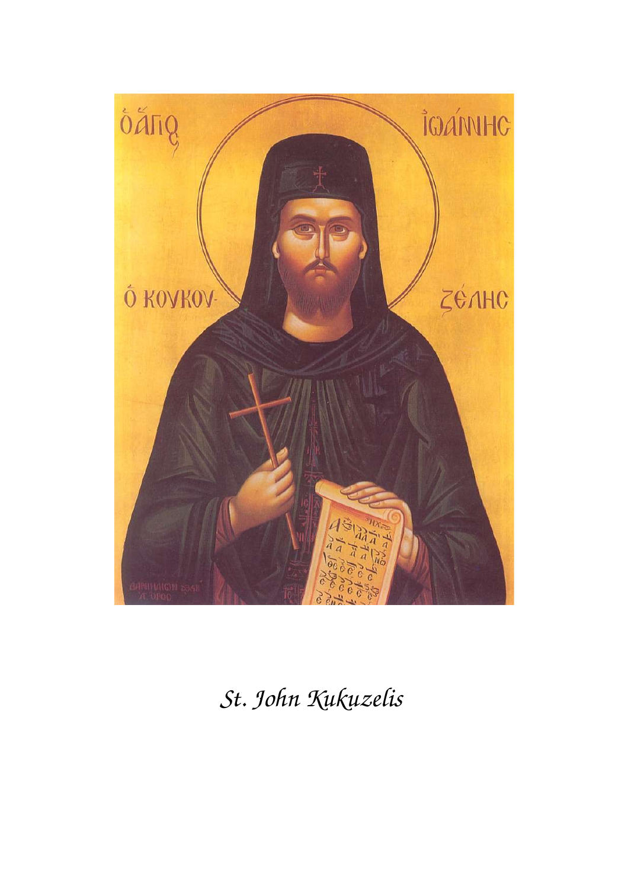*St. John Kukuzelis*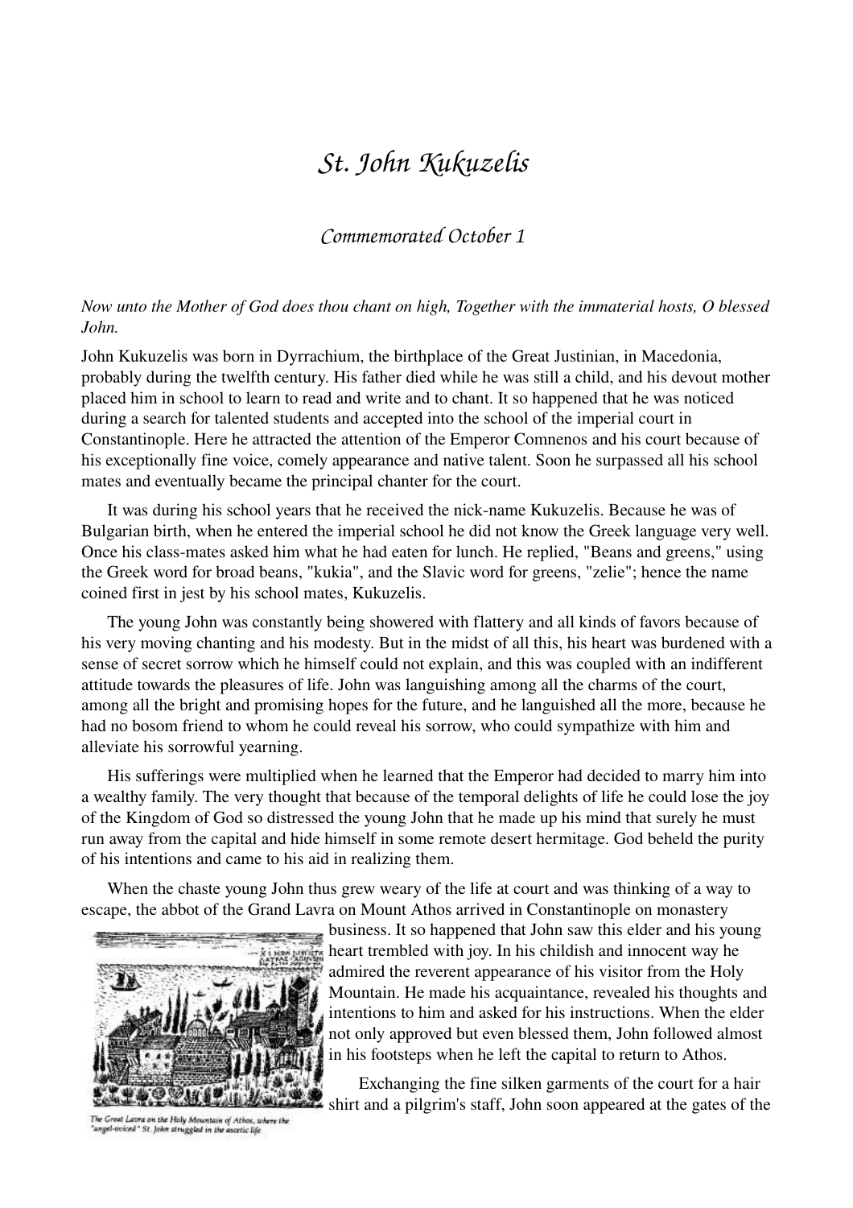# St. John Kukuzelis

## Commemorated October 1

*Now unto the Mother of God does thou chant on high, Together with the immaterial hosts, O blessed John.*

John Kukuzelis was born in Dyrrachium, the birthplace of the Great Justinian, in Macedonia, probably during the twelfth century. His father died while he was still a child, and his devout mother placed him in school to learn to read and write and to chant. It so happened that he was noticed during a search for talented students and accepted into the school of the imperial court in Constantinople. Here he attracted the attention of the Emperor Comnenos and his court because of his exceptionally fine voice, comely appearance and native talent. Soon he surpassed all his school mates and eventually became the principal chanter for the court.

It was during his school years that he received the nick-name Kukuzelis. Because he was of Bulgarian birth, when he entered the imperial school he did not know the Greek language very well. Once his class-mates asked him what he had eaten for lunch. He replied, "Beans and greens," using the Greek word for broad beans, "kukia", and the Slavic word for greens, "zelie"; hence the name coined first in jest by his school mates, Kukuzelis.

The young John was constantly being showered with flattery and all kinds of favors because of his very moving chanting and his modesty. But in the midst of all this, his heart was burdened with a sense of secret sorrow which he himself could not explain, and this was coupled with an indifferent attitude towards the pleasures of life. John was languishing among all the charms of the court, among all the bright and promising hopes for the future, and he languished all the more, because he had no bosom friend to whom he could reveal his sorrow, who could sympathize with him and alleviate his sorrowful yearning.

His sufferings were multiplied when he learned that the Emperor had decided to marry him into a wealthy family. The very thought that because of the temporal delights of life he could lose the joy of the Kingdom of God so distressed the young John that he made up his mind that surely he must run away from the capital and hide himself in some remote desert hermitage. God beheld the purity of his intentions and came to his aid in realizing them.

When the chaste young John thus grew weary of the life at court and was thinking of a way to escape, the abbot of the Grand Lavra on Mount Athos arrived in Constantinople on monastery business. It so happened that John saw this elder and his young heart trembled with joy. In his childish and innocent way he admired the reverent appearance of his visitor from the Holy Mountain. He made his acquaintance, revealed his thoughts and intentions to him and asked for his instructions. When the elder not only approved but even blessed them, John followed almost in his footsteps when he left the capital to return to Athos.

The Great Lavra on the Holy Mountain of Athos, where the "angel-voiced" St. John struggled in the ascetic life

Exchanging the fine silken garments of the court for a hair shirt and a pilgrim's staff, John soon appeared at the gates of the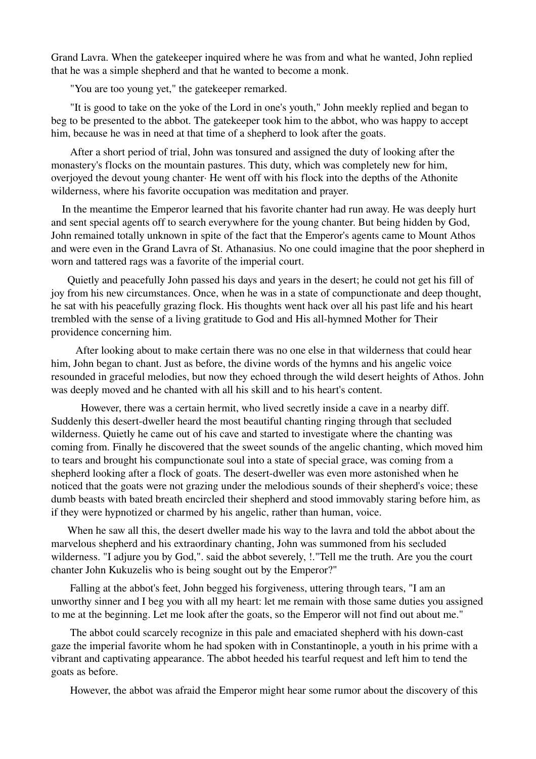Grand Lavra. When the gatekeeper inquired where he was from and what he wanted, John replied that he was a simple shepherd and that he wanted to become a monk.

"You are too young yet," the gatekeeper remarked.

"It is good to take on the yoke of the Lord in one's youth," John meekly replied and began to beg to be presented to the abbot. The gatekeeper took him to the abbot, who was happy to accept him, because he was in need at that time of a shepherd to look after the goats.

After a short period of trial, John was tonsured and assigned the duty of looking after the monastery's flocks on the mountain pastures. This duty, which was completely new for him, overjoyed the devout young chanter· He went off with his flock into the depths of the Athonite wilderness, where his favorite occupation was meditation and prayer.

In the meantime the Emperor learned that his favorite chanter had run away. He was deeply hurt and sent special agents off to search everywhere for the young chanter. But being hidden by God, John remained totally unknown in spite of the fact that the Emperor's agents came to Mount Athos and were even in the Grand Lavra of St. Athanasius. No one could imagine that the poor shepherd in worn and tattered rags was a favorite of the imperial court.

Quietly and peacefully John passed his days and years in the desert; he could not get his fill of joy from his new circumstances. Once, when he was in a state of compunctionate and deep thought, he sat with his peacefully grazing flock. His thoughts went hack over all his past life and his heart trembled with the sense of a living gratitude to God and His all-hymned Mother for Their providence concerning him.

After looking about to make certain there was no one else in that wilderness that could hear him, John began to chant. Just as before, the divine words of the hymns and his angelic voice resounded in graceful melodies, but now they echoed through the wild desert heights of Athos. John was deeply moved and he chanted with all his skill and to his heart's content.

However, there was a certain hermit, who lived secretly inside a cave in a nearby diff. Suddenly this desert-dweller heard the most beautiful chanting ringing through that secluded wilderness. Quietly he came out of his cave and started to investigate where the chanting was coming from. Finally he discovered that the sweet sounds of the angelic chanting, which moved him to tears and brought his compunctionate soul into a state of special grace, was coming from a shepherd looking after a flock of goats. The desert-dweller was even more astonished when he noticed that the goats were not grazing under the melodious sounds of their shepherd's voice; these dumb beasts with bated breath encircled their shepherd and stood immovably staring before him, as if they were hypnotized or charmed by his angelic, rather than human, voice.

When he saw all this, the desert dweller made his way to the lavra and told the abbot about the marvelous shepherd and his extraordinary chanting, John was summoned from his secluded wilderness. "I adjure you by God,". said the abbot severely, !."Tell me the truth. Are you the court chanter John Kukuzelis who is being sought out by the Emperor?"

Falling at the abbot's feet, John begged his forgiveness, uttering through tears, "I am an unworthy sinner and I beg you with all my heart: let me remain with those same duties you assigned to me at the beginning. Let me look after the goats, so the Emperor will not find out about me."

The abbot could scarcely recognize in this pale and emaciated shepherd with his down-cast gaze the imperial favorite whom he had spoken with in Constantinople, a youth in his prime with a vibrant and captivating appearance. The abbot heeded his tearful request and left him to tend the goats as before.

However, the abbot was afraid the Emperor might hear some rumor about the discovery of this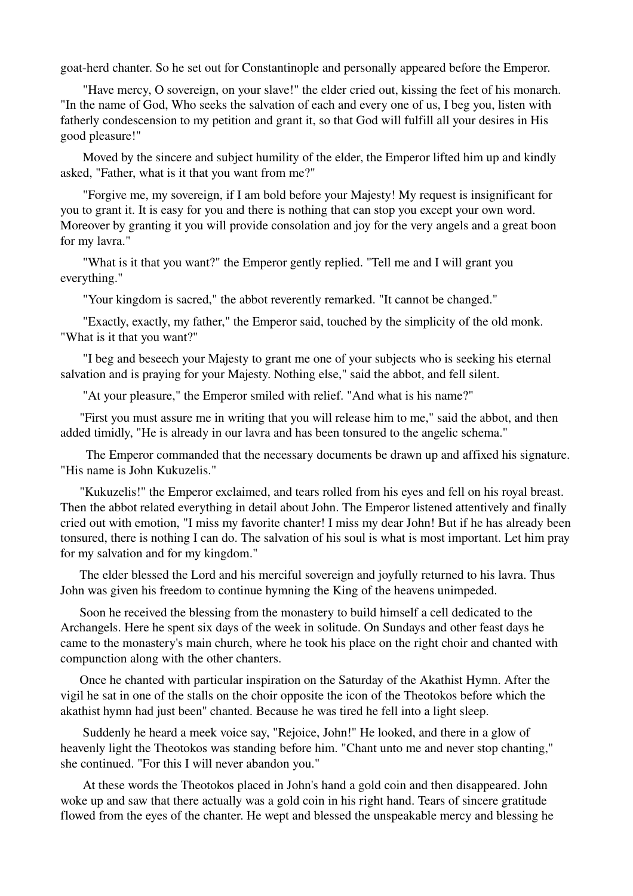goat-herd chanter. So he set out for Constantinople and personally appeared before the Emperor.

"Have mercy, O sovereign, on your slave!" the elder cried out, kissing the feet of his monarch. "In the name of God, Who seeks the salvation of each and every one of us, I beg you, listen with fatherly condescension to my petition and grant it, so that God will fulfill all your desires in His good pleasure!"

Moved by the sincere and subject humility of the elder, the Emperor lifted him up and kindly asked, "Father, what is it that you want from me?"

"Forgive me, my sovereign, if I am bold before your Majesty! My request is insignificant for you to grant it. It is easy for you and there is nothing that can stop you except your own word. Moreover by granting it you will provide consolation and joy for the very angels and a great boon for my lavra."

"What is it that you want?" the Emperor gently replied. "Tell me and I will grant you everything."

"Your kingdom is sacred," the abbot reverently remarked. "It cannot be changed."

"Exactly, exactly, my father," the Emperor said, touched by the simplicity of the old monk. "What is it that you want?"

"I beg and beseech your Majesty to grant me one of your subjects who is seeking his eternal salvation and is praying for your Majesty. Nothing else," said the abbot, and fell silent.

"At your pleasure," the Emperor smiled with relief. "And what is his name?"

"First you must assure me in writing that you will release him to me," said the abbot, and then added timidly, "He is already in our lavra and has been tonsured to the angelic schema."

The Emperor commanded that the necessary documents be drawn up and affixed his signature. "His name is John Kukuzelis."

"Kukuzelis!" the Emperor exclaimed, and tears rolled from his eyes and fell on his royal breast. Then the abbot related everything in detail about John. The Emperor listened attentively and finally cried out with emotion, "I miss my favorite chanter! I miss my dear John! But if he has already been tonsured, there is nothing I can do. The salvation of his soul is what is most important. Let him pray for my salvation and for my kingdom."

The elder blessed the Lord and his merciful sovereign and joyfully returned to his lavra. Thus John was given his freedom to continue hymning the King of the heavens unimpeded.

Soon he received the blessing from the monastery to build himself a cell dedicated to the Archangels. Here he spent six days of the week in solitude. On Sundays and other feast days he came to the monastery's main church, where he took his place on the right choir and chanted with compunction along with the other chanters.

Once he chanted with particular inspiration on the Saturday of the Akathist Hymn. After the vigil he sat in one of the stalls on the choir opposite the icon of the Theotokos before which the akathist hymn had just been" chanted. Because he was tired he fell into a light sleep.

Suddenly he heard a meek voice say, "Rejoice, John!" He looked, and there in a glow of heavenly light the Theotokos was standing before him. "Chant unto me and never stop chanting," she continued. "For this I will never abandon you."

At these words the Theotokos placed in John's hand a gold coin and then disappeared. John woke up and saw that there actually was a gold coin in his right hand. Tears of sincere gratitude flowed from the eyes of the chanter. He wept and blessed the unspeakable mercy and blessing he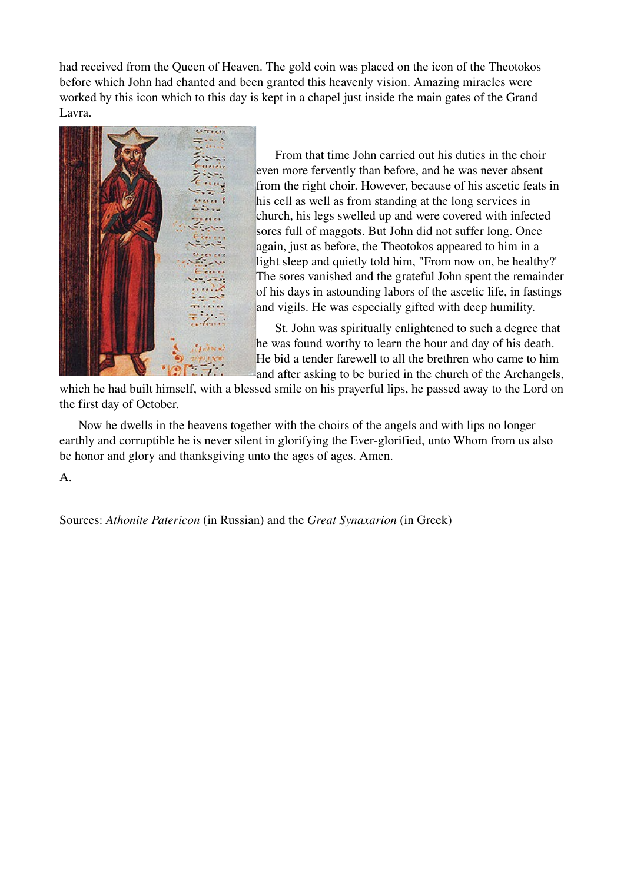had received from the Queen of Heaven. The gold coin was placed on the icon of the Theotokos before which John had chanted and been granted this heavenly vision. Amazing miracles were worked by this icon which to this day is kept in a chapel just inside the main gates of the Grand Lavra.

From that time John carried out his duties in the choir even more fervently than before, and he was never absent from the right choir. However, because of his ascetic feats in his cell as well as from standing at the long services in church, his legs swelled up and were covered with infected sores full of maggots. But John did not suffer long. Once again, just as before, the Theotokos appeared to him in a light sleep and quietly told him, "From now on, be healthy?' The sores vanished and the grateful John spent the remainder of his days in astounding labors of the ascetic life, in fastings and vigils. He was especially gifted with deep humility.

St. John was spiritually enlightened to such a degree that he was found worthy to learn the hour and day of his death. He bid a tender farewell to all the brethren who came to him and after asking to be buried in the church of the Archangels, which he had built himself, with a blessed smile on his prayerful lips, he passed away to the Lord on the first day of October.

Now he dwells in the heavens together with the choirs of the angels and with lips no longer earthly and corruptible he is never silent in glorifying the Ever-glorified, unto Whom from us also be honor and glory and thanksgiving unto the ages of ages. Amen.

A.

Sources: *Athonite Patericon* (in Russian) and the *Great Synaxarion* (in Greek)